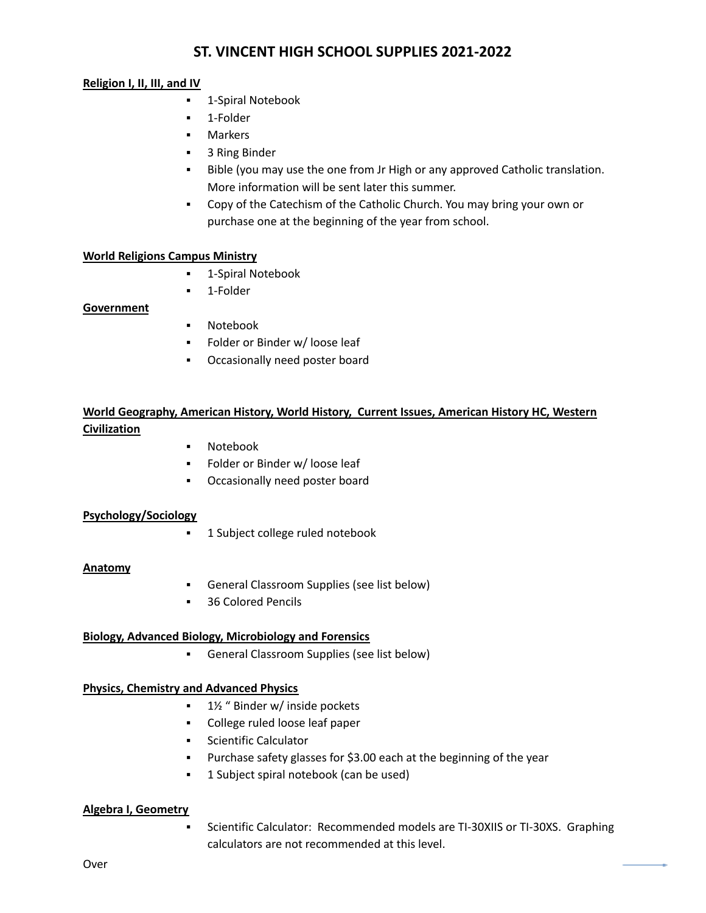# ST. VINCENT HIGH SCHOOL SUPPLIES 2021-2022

**Religion I, II, III, and IV**

- 1-Spiral Notebook
- 1-Folder
- Markers
- 3 Ring Binder
- Bible (you may use the one from Jr High or any approved Catholic translation. More information will be sent later this summer.
- Copy of the Catechism of the Catholic Church. You may bring your own or purchase one at the beginning of the year from school.

**World Religions Campus Ministry**

- 1-Spiral Notebook
- 1-Folder

**Government**

- Notebook
- Folder or Binder w/ loose leaf
- Occasionally need poster board

**World Geography, American History, World History, Current Issues, American History HC, Western Civilization**

- Notebook
- Folder or Binder w/ loose leaf
- Occasionally need poster board

**Psychology/Sociology**

- 1 Subject college ruled notebook

**Anatomy**

- General Classroom Supplies (see list below)
- 36 Colored Pencils

**Biology, Advanced Biology, Microbiology and Forensics**

- General Classroom Supplies (see list below)

**Physics, Chemistry and Advanced Physics**

- 1½ " Binder w/ inside pockets
- College ruled loose leaf paper
- Scientific Calculator
- Purchase safety glasses for $3.00 each at the beginning of the year
- 1 Subject spiral notebook (can be used)

**Algebra I, Geometry**

- Scientific Calculator: Recommended models are TI-30XIIS or TI-30XS. Graphing calculators are not recommended at this level.

Over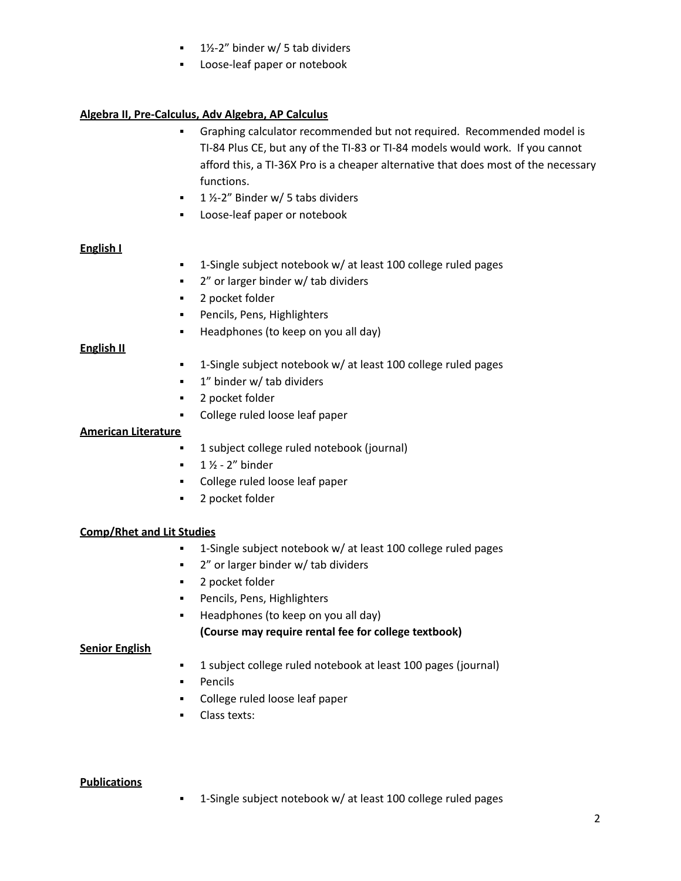- 1½-2" binder w/ 5 tab dividers
- Loose-leaf paper or notebook

**Algebra II, Pre-Calculus, Adv Algebra, AP Calculus**

- Graphing calculator recommended but not required. Recommended model is TI-84 Plus CE, but any of the TI-83 or TI-84 models would work. If you cannot afford this, a TI-36X Pro is a cheaper alternative that does most of the necessary functions.
- 1 ½-2" Binder w/ 5 tabs dividers
- Loose-leaf paper or notebook

**English I**

- 1-Single subject notebook w/ at least 100 college ruled pages
- 2" or larger binder w/ tab dividers
- 2 pocket folder
- Pencils, Pens, Highlighters
- Headphones (to keep on you all day)

**English II**

- 1-Single subject notebook w/ at least 100 college ruled pages
- 1" binder w/ tab dividers
- 2 pocket folder
- College ruled loose leaf paper

**American Literature**

- 1 subject college ruled notebook (journal)
- 1 ½ - 2" binder
- College ruled loose leaf paper
- 2 pocket folder

**Comp/Rhet and Lit Studies**

- 1-Single subject notebook w/ at least 100 college ruled pages
- 2" or larger binder w/ tab dividers
- 2 pocket folder
- Pencils, Pens, Highlighters
- Headphones (to keep on you all day)

  **(Course may require rental fee for college textbook)**

**Senior English**

- 1 subject college ruled notebook at least 100 pages (journal)
- Pencils
- College ruled loose leaf paper
- Class texts:

**Publications**

- 1-Single subject notebook w/ at least 100 college ruled pages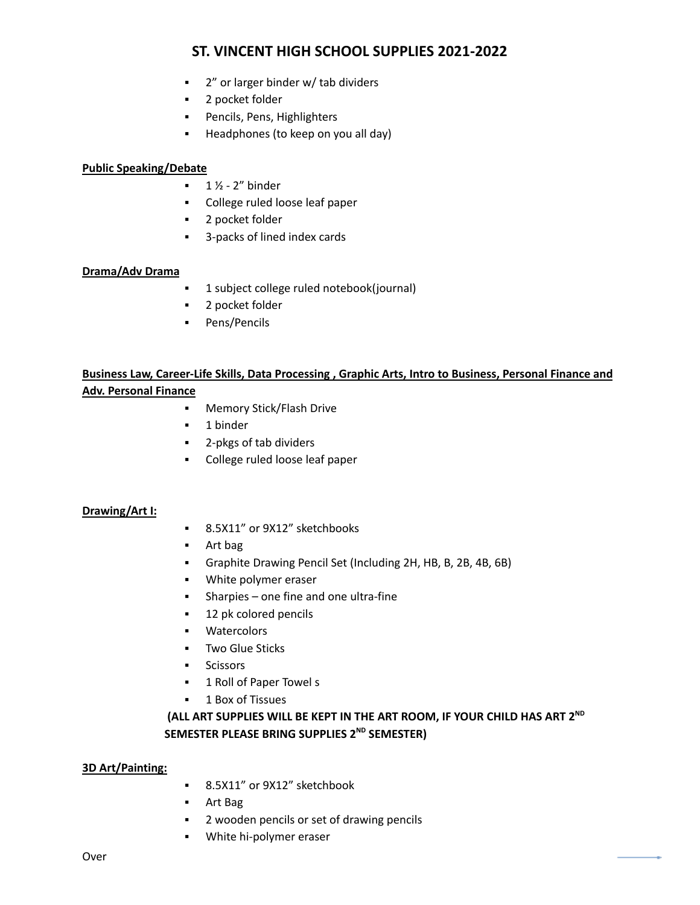# ST. VINCENT HIGH SCHOOL SUPPLIES 2021-2022

- 2" or larger binder w/ tab dividers
- 2 pocket folder
- Pencils, Pens, Highlighters
- Headphones (to keep on you all day)

**Public Speaking/Debate**

- 1 ½ - 2" binder
- College ruled loose leaf paper
- 2 pocket folder
- 3-packs of lined index cards

**Drama/Adv Drama**

- 1 subject college ruled notebook(journal)
- 2 pocket folder
- Pens/Pencils

**Business Law, Career-Life Skills, Data Processing , Graphic Arts, Intro to Business, Personal Finance and Adv. Personal Finance**

- Memory Stick/Flash Drive
- 1 binder
- 2-pkgs of tab dividers
- College ruled loose leaf paper

**Drawing/Art I:**

- 8.5X11" or 9X12" sketchbooks
- Art bag
- Graphite Drawing Pencil Set (Including 2H, HB, B, 2B, 4B, 6B)
- White polymer eraser
- Sharpies – one fine and one ultra-fine
- 12 pk colored pencils
- Watercolors
- Two Glue Sticks
- Scissors
- 1 Roll of Paper Towel s
- 1 Box of Tissues

**(ALL ART SUPPLIES WILL BE KEPT IN THE ART ROOM, IF YOUR CHILD HAS ART 2ND SEMESTER PLEASE BRING SUPPLIES 2ND SEMESTER)**

**3D Art/Painting:**

- 8.5X11" or 9X12" sketchbook
- Art Bag
- 2 wooden pencils or set of drawing pencils
- White hi-polymer eraser

Over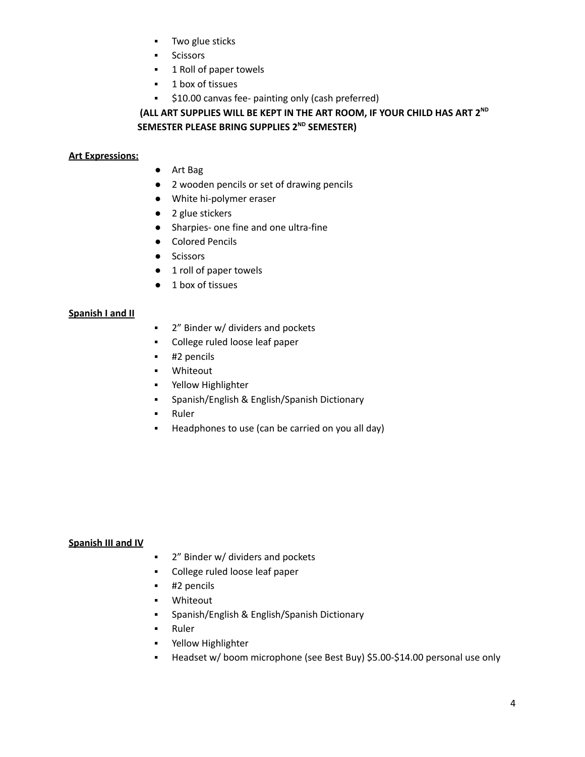- Two glue sticks
- Scissors
- 1 Roll of paper towels
- 1 box of tissues
- $10.00 canvas fee- painting only (cash preferred)

**(ALL ART SUPPLIES WILL BE KEPT IN THE ART ROOM, IF YOUR CHILD HAS ART 2ND SEMESTER PLEASE BRING SUPPLIES 2ND SEMESTER)**

**Art Expressions:**

- Art Bag
- 2 wooden pencils or set of drawing pencils
- White hi-polymer eraser
- 2 glue stickers
- Sharpies- one fine and one ultra-fine
- Colored Pencils
- Scissors
- 1 roll of paper towels
- 1 box of tissues

**Spanish I and II**

- 2" Binder w/ dividers and pockets
- College ruled loose leaf paper
- #2 pencils
- Whiteout
- Yellow Highlighter
- Spanish/English & English/Spanish Dictionary
- Ruler
- Headphones to use (can be carried on you all day)

**Spanish III and IV**

- 2" Binder w/ dividers and pockets
- College ruled loose leaf paper
- #2 pencils
- Whiteout
- Spanish/English & English/Spanish Dictionary
- Ruler
- Yellow Highlighter
- Headset w/ boom microphone (see Best Buy) $5.00-$14.00 personal use only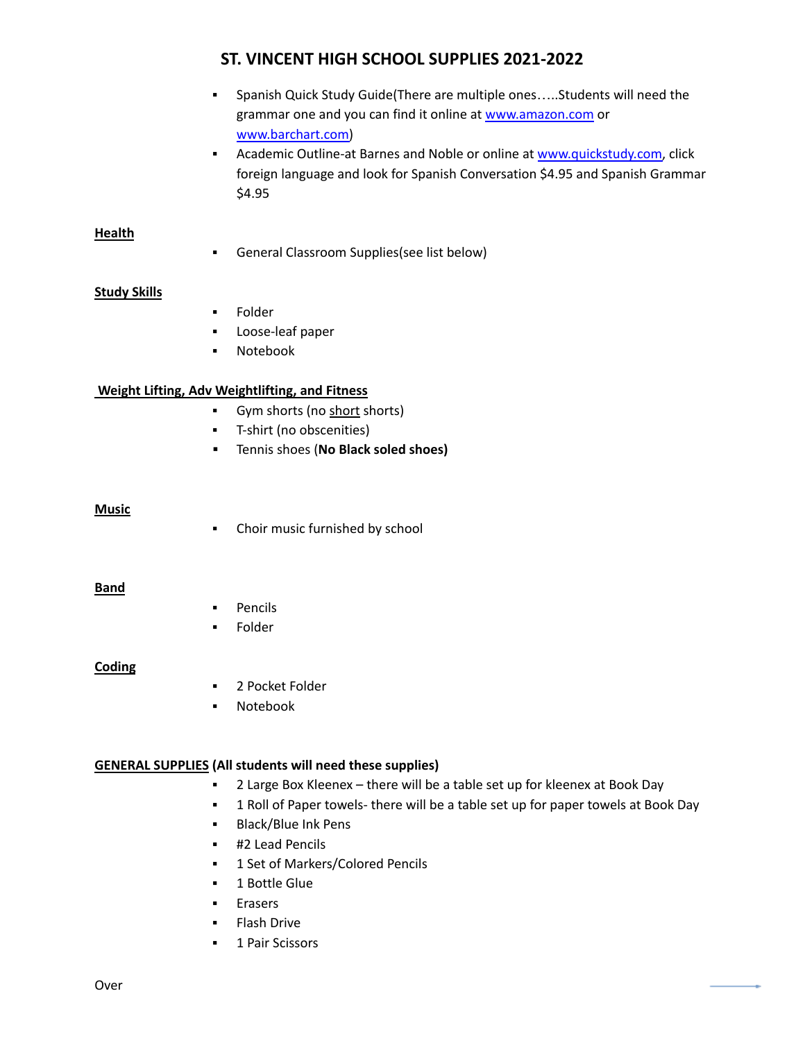# ST. VINCENT HIGH SCHOOL SUPPLIES 2021-2022

- Spanish Quick Study Guide(There are multiple ones…..Students will need the grammar one and you can find it online at www.amazon.com or www.barchart.com)
- Academic Outline-at Barnes and Noble or online at www.quickstudy.com, click foreign language and look for Spanish Conversation $4.95 and Spanish Grammar $4.95

**Health**

- General Classroom Supplies(see list below)

**Study Skills**

- Folder
- Loose-leaf paper
- Notebook

**Weight Lifting, Adv Weightlifting, and Fitness**

- Gym shorts (no short shorts)
- T-shirt (no obscenities)
- Tennis shoes (**No Black soled shoes)**

**Music**

- Choir music furnished by school

**Band**

- Pencils
- Folder

**Coding**

- 2 Pocket Folder
- Notebook

**GENERAL SUPPLIES (All students will need these supplies)**

- 2 Large Box Kleenex – there will be a table set up for kleenex at Book Day
- 1 Roll of Paper towels- there will be a table set up for paper towels at Book Day
- Black/Blue Ink Pens
- #2 Lead Pencils
- 1 Set of Markers/Colored Pencils
- 1 Bottle Glue
- Erasers
- Flash Drive
- 1 Pair Scissors

Over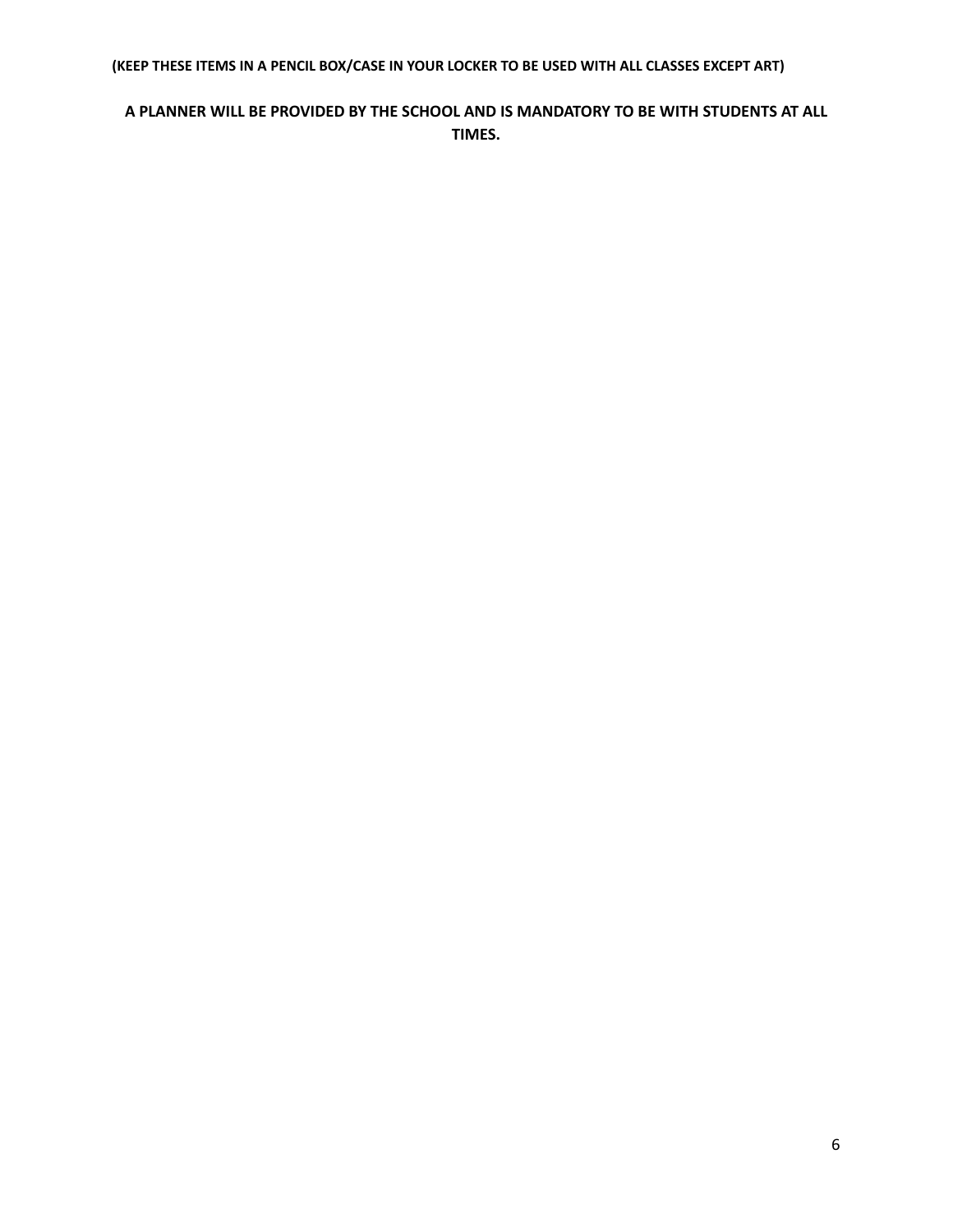**(KEEP THESE ITEMS IN A PENCIL BOX/CASE IN YOUR LOCKER TO BE USED WITH ALL CLASSES EXCEPT ART)**

**A PLANNER WILL BE PROVIDED BY THE SCHOOL AND IS MANDATORY TO BE WITH STUDENTS AT ALL TIMES.**